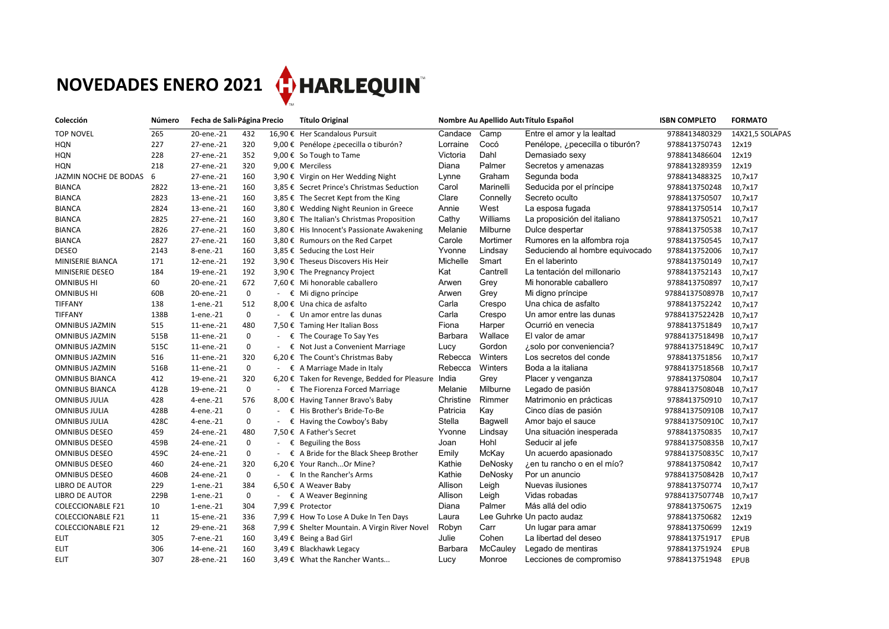# NOVEDADES ENERO 2021 HARLEQUIN

| Colección | Número | Fecha de Sali | Página | Precio | Título Original | Nombre Au | Apellido Aut | Título Español | ISBN COMPLETO | FORMATO |
|---|---|---|---|---|---|---|---|---|---|---|
| TOP NOVEL | 265 | 20-ene.-21 | 432 | 16,90 € | Her Scandalous Pursuit | Candace | Camp | Entre el amor y la lealtad | 9788413480329 | 14X21,5 SOLAPAS |
| HQN | 227 | 27-ene.-21 | 320 | 9,00 € | Penélope ¿pececilla o tiburón? | Lorraine | Cocó | Penélope, ¿pececilla o tiburón? | 9788413750743 | 12x19 |
| HQN | 228 | 27-ene.-21 | 352 | 9,00 € | So Tough to Tame | Victoria | Dahl | Demasiado sexy | 9788413486604 | 12x19 |
| HQN | 218 | 27-ene.-21 | 320 | 9,00 € | Merciless | Diana | Palmer | Secretos y amenazas | 9788413289359 | 12x19 |
| JAZMIN NOCHE DE BODAS | 6 | 27-ene.-21 | 160 | 3,90 € | Virgin on Her Wedding Night | Lynne | Graham | Segunda boda | 9788413488325 | 10,7x17 |
| BIANCA | 2822 | 13-ene.-21 | 160 | 3,85 € | Secret Prince's Christmas Seduction | Carol | Marinelli | Seducida por el príncipe | 9788413750248 | 10,7x17 |
| BIANCA | 2823 | 13-ene.-21 | 160 | 3,85 € | The Secret Kept from the King | Clare | Connelly | Secreto oculto | 9788413750507 | 10,7x17 |
| BIANCA | 2824 | 13-ene.-21 | 160 | 3,80 € | Wedding Night Reunion in Greece | Annie | West | La esposa fugada | 9788413750514 | 10,7x17 |
| BIANCA | 2825 | 27-ene.-21 | 160 | 3,80 € | The Italian's Christmas Proposition | Cathy | Williams | La proposición del italiano | 9788413750521 | 10,7x17 |
| BIANCA | 2826 | 27-ene.-21 | 160 | 3,80 € | His Innocent's Passionate Awakening | Melanie | Milburne | Dulce despertar | 9788413750538 | 10,7x17 |
| BIANCA | 2827 | 27-ene.-21 | 160 | 3,80 € | Rumours on the Red Carpet | Carole | Mortimer | Rumores en la alfombra roja | 9788413750545 | 10,7x17 |
| DESEO | 2143 | 8-ene.-21 | 160 | 3,85 € | Seducing the Lost Heir | Yvonne | Lindsay | Seduciendo al hombre equivocado | 9788413752006 | 10,7x17 |
| MINISERIE BIANCA | 171 | 12-ene.-21 | 192 | 3,90 € | Theseus Discovers His Heir | Michelle | Smart | En el laberinto | 9788413750149 | 10,7x17 |
| MINISERIE DESEO | 184 | 19-ene.-21 | 192 | 3,90 € | The Pregnancy Project | Kat | Cantrell | La tentación del millonario | 9788413752143 | 10,7x17 |
| OMNIBUS HI | 60 | 20-ene.-21 | 672 | 7,60 € | Mi honorable caballero | Arwen | Grey | Mi honorable caballero | 9788413750897 | 10,7x17 |
| OMNIBUS HI | 60B | 20-ene.-21 | 0 | - € | Mi digno príncipe | Arwen | Grey | Mi digno príncipe | 9788413750897B | 10,7x17 |
| TIFFANY | 138 | 1-ene.-21 | 512 | 8,00 € | Una chica de asfalto | Carla | Crespo | Una chica de asfalto | 9788413752242 | 10,7x17 |
| TIFFANY | 138B | 1-ene.-21 | 0 | - € | Un amor entre las dunas | Carla | Crespo | Un amor entre las dunas | 9788413752242B | 10,7x17 |
| OMNIBUS JAZMIN | 515 | 11-ene.-21 | 480 | 7,50 € | Taming Her Italian Boss | Fiona | Harper | Ocurrió en venecia | 9788413751849 | 10,7x17 |
| OMNIBUS JAZMIN | 515B | 11-ene.-21 | 0 | - € | The Courage To Say Yes | Barbara | Wallace | El valor de amar | 9788413751849B | 10,7x17 |
| OMNIBUS JAZMIN | 515C | 11-ene.-21 | 0 | - € | Not Just a Convenient Marriage | Lucy | Gordon | ¿solo por conveniencia? | 9788413751849C | 10,7x17 |
| OMNIBUS JAZMIN | 516 | 11-ene.-21 | 320 | 6,20 € | The Count's Christmas Baby | Rebecca | Winters | Los secretos del conde | 9788413751856 | 10,7x17 |
| OMNIBUS JAZMIN | 516B | 11-ene.-21 | 0 | - € | A Marriage Made in Italy | Rebecca | Winters | Boda a la italiana | 9788413751856B | 10,7x17 |
| OMNIBUS BIANCA | 412 | 19-ene.-21 | 320 | 6,20 € | Taken for Revenge, Bedded for Pleasure | India | Grey | Placer y venganza | 9788413750804 | 10,7x17 |
| OMNIBUS BIANCA | 412B | 19-ene.-21 | 0 | - € | The Fiorenza Forced Marriage | Melanie | Milburne | Legado de pasión | 9788413750804B | 10,7x17 |
| OMNIBUS JULIA | 428 | 4-ene.-21 | 576 | 8,00 € | Having Tanner Bravo's Baby | Christine | Rimmer | Matrimonio en prácticas | 9788413750910 | 10,7x17 |
| OMNIBUS JULIA | 428B | 4-ene.-21 | 0 | - € | His Brother's Bride-To-Be | Patricia | Kay | Cinco días de pasión | 9788413750910B | 10,7x17 |
| OMNIBUS JULIA | 428C | 4-ene.-21 | 0 | - € | Having the Cowboy's Baby | Stella | Bagwell | Amor bajo el sauce | 9788413750910C | 10,7x17 |
| OMNIBUS DESEO | 459 | 24-ene.-21 | 480 | 7,50 € | A Father's Secret | Yvonne | Lindsay | Una situación inesperada | 9788413750835 | 10,7x17 |
| OMNIBUS DESEO | 459B | 24-ene.-21 | 0 | - € | Beguiling the Boss | Joan | Hohl | Seducir al jefe | 9788413750835B | 10,7x17 |
| OMNIBUS DESEO | 459C | 24-ene.-21 | 0 | - € | A Bride for the Black Sheep Brother | Emily | McKay | Un acuerdo apasionado | 9788413750835C | 10,7x17 |
| OMNIBUS DESEO | 460 | 24-ene.-21 | 320 | 6,20 € | Your Ranch...Or Mine? | Kathie | DeNosky | ¿en tu rancho o en el mío? | 9788413750842 | 10,7x17 |
| OMNIBUS DESEO | 460B | 24-ene.-21 | 0 | - € | In the Rancher's Arms | Kathie | DeNosky | Por un anuncio | 9788413750842B | 10,7x17 |
| LIBRO DE AUTOR | 229 | 1-ene.-21 | 384 | 6,50 € | A Weaver Baby | Allison | Leigh | Nuevas ilusiones | 9788413750774 | 10,7x17 |
| LIBRO DE AUTOR | 229B | 1-ene.-21 | 0 | - € | A Weaver Beginning | Allison | Leigh | Vidas robadas | 9788413750774B | 10,7x17 |
| COLECCIONABLE F21 | 10 | 1-ene.-21 | 304 | 7,99 € | Protector | Diana | Palmer | Más allá del odio | 9788413750675 | 12x19 |
| COLECCIONABLE F21 | 11 | 15-ene.-21 | 336 | 7,99 € | How To Lose A Duke In Ten Days | Laura | Lee Guhrke | Un pacto audaz | 9788413750682 | 12x19 |
| COLECCIONABLE F21 | 12 | 29-ene.-21 | 368 | 7,99 € | Shelter Mountain. A Virgin River Novel | Robyn | Carr | Un lugar para amar | 9788413750699 | 12x19 |
| ELIT | 305 | 7-ene.-21 | 160 | 3,49 € | Being a Bad Girl | Julie | Cohen | La libertad del deseo | 9788413751917 | EPUB |
| ELIT | 306 | 14-ene.-21 | 160 | 3,49 € | Blackhawk Legacy | Barbara | McCauley | Legado de mentiras | 9788413751924 | EPUB |
| ELIT | 307 | 28-ene.-21 | 160 | 3,49 € | What the Rancher Wants... | Lucy | Monroe | Lecciones de compromiso | 9788413751948 | EPUB |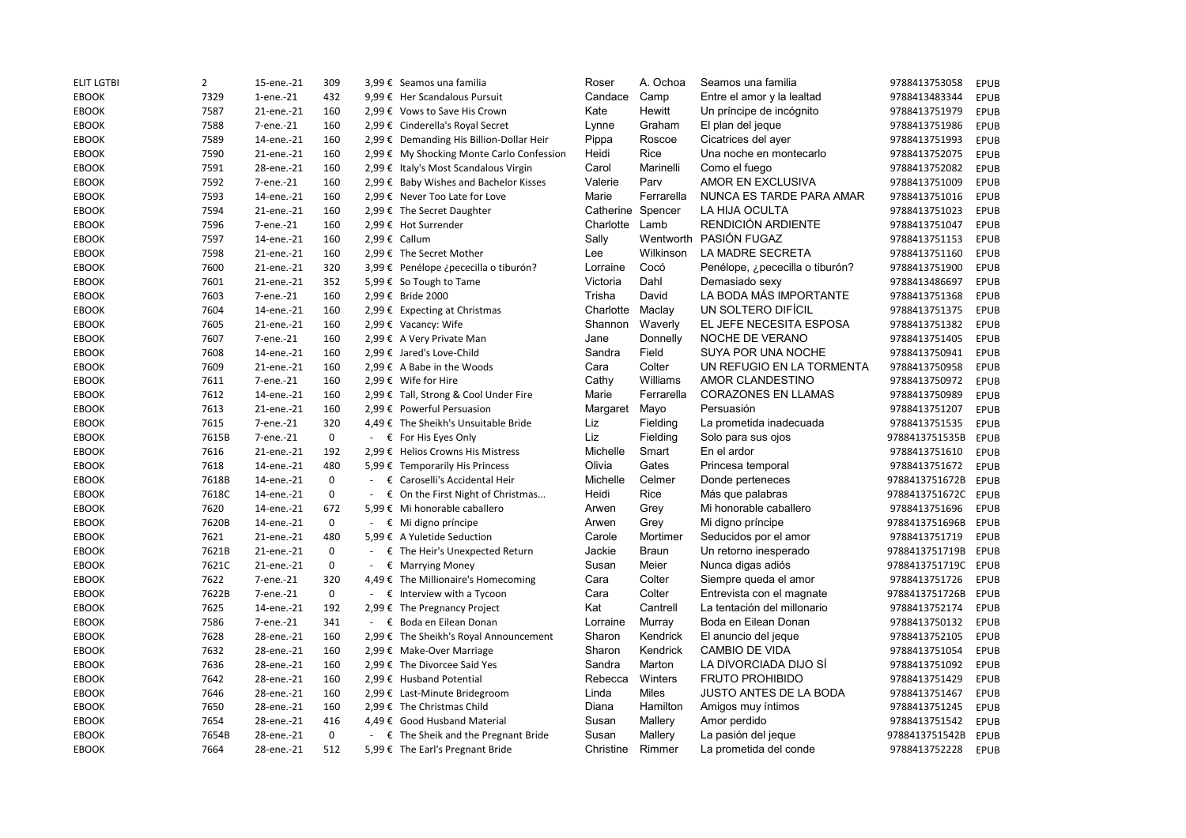| | | | | | | | | | | |
|---|---|---|---|---|---|---|---|---|---|---|
| ELIT LGTBI | 2 | 15-ene.-21 | 309 | 3,99 € | Seamos una familia | Roser | A. Ochoa | Seamos una familia | 9788413753058 | EPUB |
| EBOOK | 7329 | 1-ene.-21 | 432 | 9,99 € | Her Scandalous Pursuit | Candace | Camp | Entre el amor y la lealtad | 9788413483344 | EPUB |
| EBOOK | 7587 | 21-ene.-21 | 160 | 2,99 € | Vows to Save His Crown | Kate | Hewitt | Un príncipe de incógnito | 9788413751979 | EPUB |
| EBOOK | 7588 | 7-ene.-21 | 160 | 2,99 € | Cinderella's Royal Secret | Lynne | Graham | El plan del jeque | 9788413751986 | EPUB |
| EBOOK | 7589 | 14-ene.-21 | 160 | 2,99 € | Demanding His Billion-Dollar Heir | Pippa | Roscoe | Cicatrices del ayer | 9788413751993 | EPUB |
| EBOOK | 7590 | 21-ene.-21 | 160 | 2,99 € | My Shocking Monte Carlo Confession | Heidi | Rice | Una noche en montecarlo | 9788413752075 | EPUB |
| EBOOK | 7591 | 28-ene.-21 | 160 | 2,99 € | Italy's Most Scandalous Virgin | Carol | Marinelli | Como el fuego | 9788413752082 | EPUB |
| EBOOK | 7592 | 7-ene.-21 | 160 | 2,99 € | Baby Wishes and Bachelor Kisses | Valerie | Parv | AMOR EN EXCLUSIVA | 9788413751009 | EPUB |
| EBOOK | 7593 | 14-ene.-21 | 160 | 2,99 € | Never Too Late for Love | Marie | Ferrarella | NUNCA ES TARDE PARA AMAR | 9788413751016 | EPUB |
| EBOOK | 7594 | 21-ene.-21 | 160 | 2,99 € | The Secret Daughter | Catherine | Spencer | LA HIJA OCULTA | 9788413751023 | EPUB |
| EBOOK | 7596 | 7-ene.-21 | 160 | 2,99 € | Hot Surrender | Charlotte | Lamb | RENDICIÓN ARDIENTE | 9788413751047 | EPUB |
| EBOOK | 7597 | 14-ene.-21 | 160 | 2,99 € | Callum | Sally | Wentworth | PASIÓN FUGAZ | 9788413751153 | EPUB |
| EBOOK | 7598 | 21-ene.-21 | 160 | 2,99 € | The Secret Mother | Lee | Wilkinson | LA MADRE SECRETA | 9788413751160 | EPUB |
| EBOOK | 7600 | 21-ene.-21 | 320 | 3,99 € | Penélope ¿pececilla o tiburón? | Lorraine | Cocó | Penélope, ¿pececilla o tiburón? | 9788413751900 | EPUB |
| EBOOK | 7601 | 21-ene.-21 | 352 | 5,99 € | So Tough to Tame | Victoria | Dahl | Demasiado sexy | 9788413486697 | EPUB |
| EBOOK | 7603 | 7-ene.-21 | 160 | 2,99 € | Bride 2000 | Trisha | David | LA BODA MÁS IMPORTANTE | 9788413751368 | EPUB |
| EBOOK | 7604 | 14-ene.-21 | 160 | 2,99 € | Expecting at Christmas | Charlotte | Maclay | UN SOLTERO DIFÍCIL | 9788413751375 | EPUB |
| EBOOK | 7605 | 21-ene.-21 | 160 | 2,99 € | Vacancy: Wife | Shannon | Waverly | EL JEFE NECESITA ESPOSA | 9788413751382 | EPUB |
| EBOOK | 7607 | 7-ene.-21 | 160 | 2,99 € | A Very Private Man | Jane | Donnelly | NOCHE DE VERANO | 9788413751405 | EPUB |
| EBOOK | 7608 | 14-ene.-21 | 160 | 2,99 € | Jared's Love-Child | Sandra | Field | SUYA POR UNA NOCHE | 9788413750941 | EPUB |
| EBOOK | 7609 | 21-ene.-21 | 160 | 2,99 € | A Babe in the Woods | Cara | Colter | UN REFUGIO EN LA TORMENTA | 9788413750958 | EPUB |
| EBOOK | 7611 | 7-ene.-21 | 160 | 2,99 € | Wife for Hire | Cathy | Williams | AMOR CLANDESTINO | 9788413750972 | EPUB |
| EBOOK | 7612 | 14-ene.-21 | 160 | 2,99 € | Tall, Strong & Cool Under Fire | Marie | Ferrarella | CORAZONES EN LLAMAS | 9788413750989 | EPUB |
| EBOOK | 7613 | 21-ene.-21 | 160 | 2,99 € | Powerful Persuasion | Margaret | Mayo | Persuasión | 9788413751207 | EPUB |
| EBOOK | 7615 | 7-ene.-21 | 320 | 4,49 € | The Sheikh's Unsuitable Bride | Liz | Fielding | La prometida inadecuada | 9788413751535 | EPUB |
| EBOOK | 7615B | 7-ene.-21 | 0 | - € | For His Eyes Only | Liz | Fielding | Solo para sus ojos | 9788413751535B | EPUB |
| EBOOK | 7616 | 21-ene.-21 | 192 | 2,99 € | Helios Crowns His Mistress | Michelle | Smart | En el ardor | 9788413751610 | EPUB |
| EBOOK | 7618 | 14-ene.-21 | 480 | 5,99 € | Temporarily His Princess | Olivia | Gates | Princesa temporal | 9788413751672 | EPUB |
| EBOOK | 7618B | 14-ene.-21 | 0 | - € | Caroselli's Accidental Heir | Michelle | Celmer | Donde perteneces | 9788413751672B | EPUB |
| EBOOK | 7618C | 14-ene.-21 | 0 | - € | On the First Night of Christmas... | Heidi | Rice | Más que palabras | 9788413751672C | EPUB |
| EBOOK | 7620 | 14-ene.-21 | 672 | 5,99 € | Mi honorable caballero | Arwen | Grey | Mi honorable caballero | 9788413751696 | EPUB |
| EBOOK | 7620B | 14-ene.-21 | 0 | - € | Mi digno príncipe | Arwen | Grey | Mi digno príncipe | 9788413751696B | EPUB |
| EBOOK | 7621 | 21-ene.-21 | 480 | 5,99 € | A Yuletide Seduction | Carole | Mortimer | Seducidos por el amor | 9788413751719 | EPUB |
| EBOOK | 7621B | 21-ene.-21 | 0 | - € | The Heir's Unexpected Return | Jackie | Braun | Un retorno inesperado | 9788413751719B | EPUB |
| EBOOK | 7621C | 21-ene.-21 | 0 | - € | Marrying Money | Susan | Meier | Nunca digas adiós | 9788413751719C | EPUB |
| EBOOK | 7622 | 7-ene.-21 | 320 | 4,49 € | The Millionaire's Homecoming | Cara | Colter | Siempre queda el amor | 9788413751726 | EPUB |
| EBOOK | 7622B | 7-ene.-21 | 0 | - € | Interview with a Tycoon | Cara | Colter | Entrevista con el magnate | 9788413751726B | EPUB |
| EBOOK | 7625 | 14-ene.-21 | 192 | 2,99 € | The Pregnancy Project | Kat | Cantrell | La tentación del millonario | 9788413752174 | EPUB |
| EBOOK | 7586 | 7-ene.-21 | 341 | - € | Boda en Eilean Donan | Lorraine | Murray | Boda en Eilean Donan | 9788413750132 | EPUB |
| EBOOK | 7628 | 28-ene.-21 | 160 | 2,99 € | The Sheikh's Royal Announcement | Sharon | Kendrick | El anuncio del jeque | 9788413752105 | EPUB |
| EBOOK | 7632 | 28-ene.-21 | 160 | 2,99 € | Make-Over Marriage | Sharon | Kendrick | CAMBIO DE VIDA | 9788413751054 | EPUB |
| EBOOK | 7636 | 28-ene.-21 | 160 | 2,99 € | The Divorcee Said Yes | Sandra | Marton | LA DIVORCIADA DIJO SÍ | 9788413751092 | EPUB |
| EBOOK | 7642 | 28-ene.-21 | 160 | 2,99 € | Husband Potential | Rebecca | Winters | FRUTO PROHIBIDO | 9788413751429 | EPUB |
| EBOOK | 7646 | 28-ene.-21 | 160 | 2,99 € | Last-Minute Bridegroom | Linda | Miles | JUSTO ANTES DE LA BODA | 9788413751467 | EPUB |
| EBOOK | 7650 | 28-ene.-21 | 160 | 2,99 € | The Christmas Child | Diana | Hamilton | Amigos muy íntimos | 9788413751245 | EPUB |
| EBOOK | 7654 | 28-ene.-21 | 416 | 4,49 € | Good Husband Material | Susan | Mallery | Amor perdido | 9788413751542 | EPUB |
| EBOOK | 7654B | 28-ene.-21 | 0 | - € | The Sheik and the Pregnant Bride | Susan | Mallery | La pasión del jeque | 9788413751542B | EPUB |
| EBOOK | 7664 | 28-ene.-21 | 512 | 5,99 € | The Earl's Pregnant Bride | Christine | Rimmer | La prometida del conde | 9788413752228 | EPUB |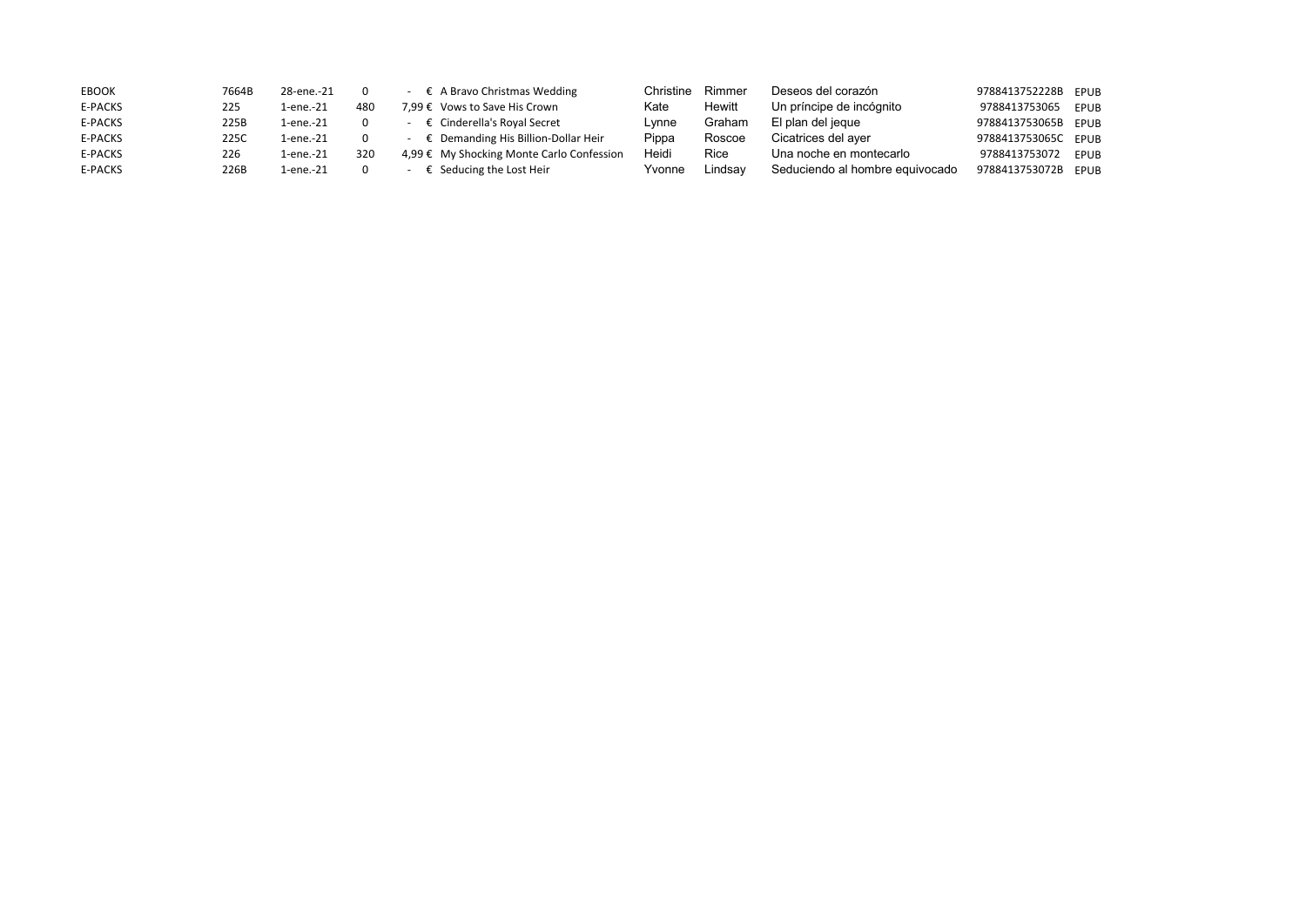| | | | | | | | | | | |
|---|---|---|---|---|---|---|---|---|---|---|
| EBOOK | 7664B | 28-ene.-21 | 0 | - € | A Bravo Christmas Wedding | Christine | Rimmer | Deseos del corazón | 9788413752228B | EPUB |
| E-PACKS | 225 | 1-ene.-21 | 480 | 7,99 € | Vows to Save His Crown | Kate | Hewitt | Un príncipe de incógnito | 9788413753065 | EPUB |
| E-PACKS | 225B | 1-ene.-21 | 0 | - € | Cinderella's Royal Secret | Lynne | Graham | El plan del jeque | 9788413753065B | EPUB |
| E-PACKS | 225C | 1-ene.-21 | 0 | - € | Demanding His Billion-Dollar Heir | Pippa | Roscoe | Cicatrices del ayer | 9788413753065C | EPUB |
| E-PACKS | 226 | 1-ene.-21 | 320 | 4,99 € | My Shocking Monte Carlo Confession | Heidi | Rice | Una noche en montecarlo | 9788413753072 | EPUB |
| E-PACKS | 226B | 1-ene.-21 | 0 | - € | Seducing the Lost Heir | Yvonne | Lindsay | Seduciendo al hombre equivocado | 9788413753072B | EPUB |